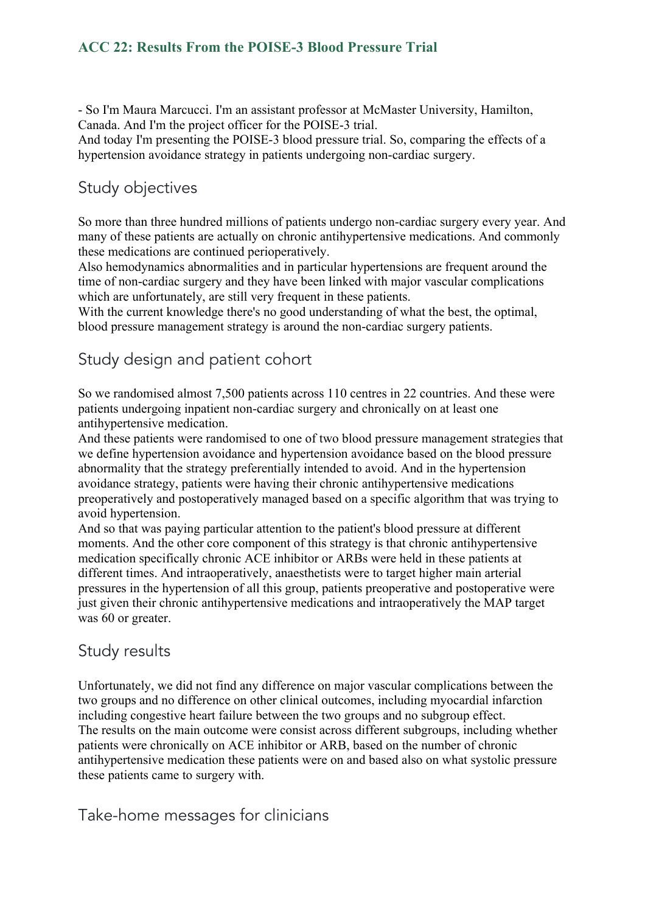# ACC 22: Results From the POISE-3 Blood Pressure Trial

- So I'm Maura Marcucci. I'm an assistant professor at McMaster University, Hamilton, Canada. And I'm the project officer for the POISE-3 trial.

And today I'm presenting the POISE-3 blood pressure trial. So, comparing the effects of a hypertension avoidance strategy in patients undergoing non-cardiac surgery.

## Study objectives

So more than three hundred millions of patients undergo non-cardiac surgery every year. And many of these patients are actually on chronic antihypertensive medications. And commonly these medications are continued perioperatively.

Also hemodynamics abnormalities and in particular hypertensions are frequent around the time of non-cardiac surgery and they have been linked with major vascular complications which are unfortunately, are still very frequent in these patients.

With the current knowledge there's no good understanding of what the best, the optimal, blood pressure management strategy is around the non-cardiac surgery patients.

## Study design and patient cohort

So we randomised almost 7,500 patients across 110 centres in 22 countries. And these were patients undergoing inpatient non-cardiac surgery and chronically on at least one antihypertensive medication.

And these patients were randomised to one of two blood pressure management strategies that we define hypertension avoidance and hypertension avoidance based on the blood pressure abnormality that the strategy preferentially intended to avoid. And in the hypertension avoidance strategy, patients were having their chronic antihypertensive medications preoperatively and postoperatively managed based on a specific algorithm that was trying to avoid hypertension.

And so that was paying particular attention to the patient's blood pressure at different moments. And the other core component of this strategy is that chronic antihypertensive medication specifically chronic ACE inhibitor or ARBs were held in these patients at different times. And intraoperatively, anaesthetists were to target higher main arterial pressures in the hypertension of all this group, patients preoperative and postoperative were just given their chronic antihypertensive medications and intraoperatively the MAP target was 60 or greater.

## Study results

Unfortunately, we did not find any difference on major vascular complications between the two groups and no difference on other clinical outcomes, including myocardial infarction including congestive heart failure between the two groups and no subgroup effect.

The results on the main outcome were consist across different subgroups, including whether patients were chronically on ACE inhibitor or ARB, based on the number of chronic antihypertensive medication these patients were on and based also on what systolic pressure these patients came to surgery with.

## Take-home messages for clinicians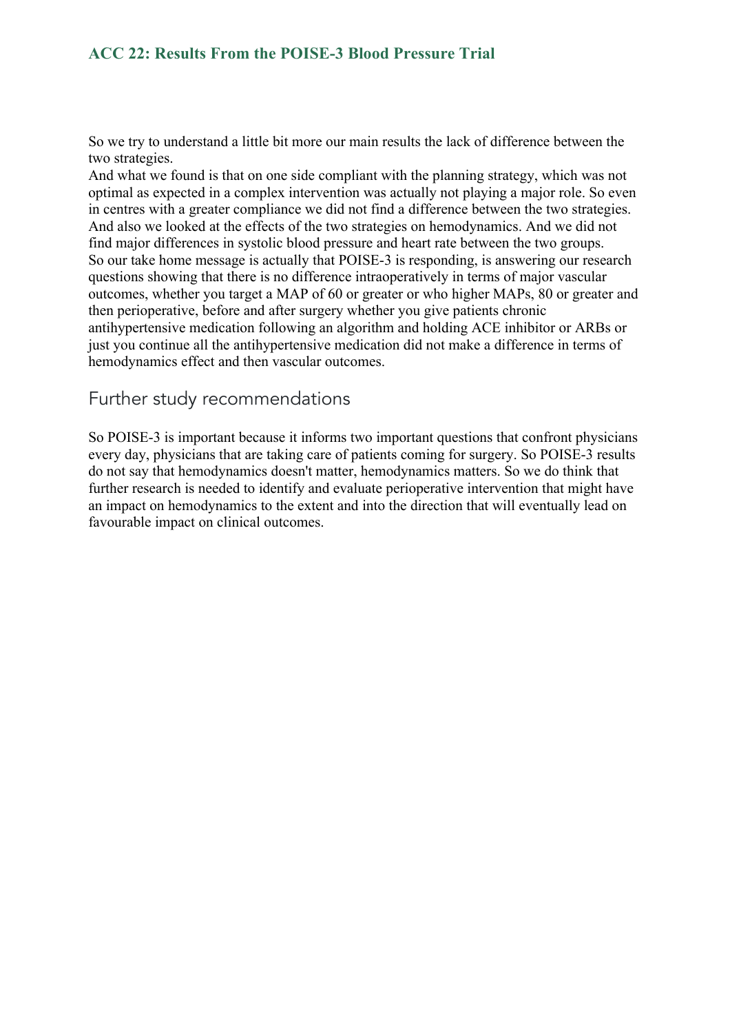So we try to understand a little bit more our main results the lack of difference between the two strategies.
And what we found is that on one side compliant with the planning strategy, which was not optimal as expected in a complex intervention was actually not playing a major role. So even in centres with a greater compliance we did not find a difference between the two strategies.
And also we looked at the effects of the two strategies on hemodynamics. And we did not find major differences in systolic blood pressure and heart rate between the two groups.
So our take home message is actually that POISE-3 is responding, is answering our research questions showing that there is no difference intraoperatively in terms of major vascular outcomes, whether you target a MAP of 60 or greater or who higher MAPs, 80 or greater and then perioperative, before and after surgery whether you give patients chronic antihypertensive medication following an algorithm and holding ACE inhibitor or ARBs or just you continue all the antihypertensive medication did not make a difference in terms of hemodynamics effect and then vascular outcomes.

## Further study recommendations

So POISE-3 is important because it informs two important questions that confront physicians every day, physicians that are taking care of patients coming for surgery. So POISE-3 results do not say that hemodynamics doesn't matter, hemodynamics matters. So we do think that further research is needed to identify and evaluate perioperative intervention that might have an impact on hemodynamics to the extent and into the direction that will eventually lead on favourable impact on clinical outcomes.